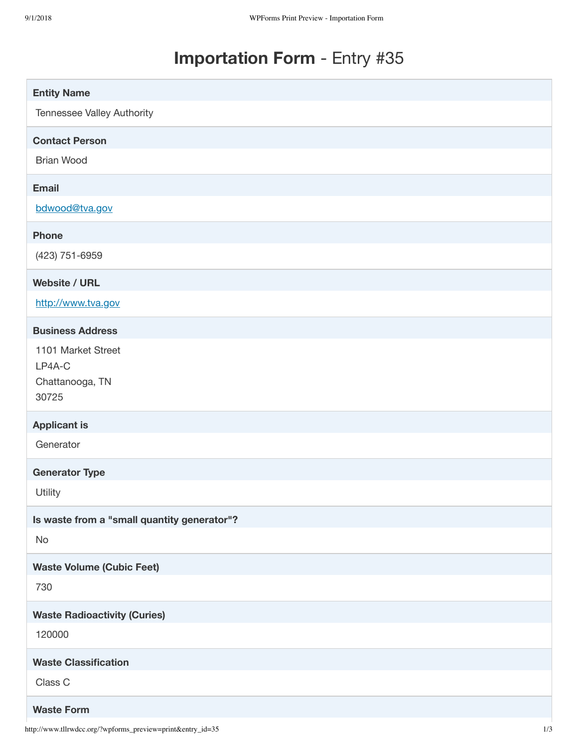# **Importation Form** - Entry #35

**Entity Name**

Tennessee Valley Authority

**Contact Person**

Brian Wood

**Email**

bdwood@tva.gov

**Phone**

(423) 751-6959

**Website / URL**

http://www.tva.gov

**Business Address**

1101 Market Street
LP4A-C
Chattanooga, TN
30725

**Applicant is**

Generator

**Generator Type**

Utility

**Is waste from a "small quantity generator"?**

No

**Waste Volume (Cubic Feet)**

730

**Waste Radioactivity (Curies)**

120000

**Waste Classification**

Class C

**Waste Form**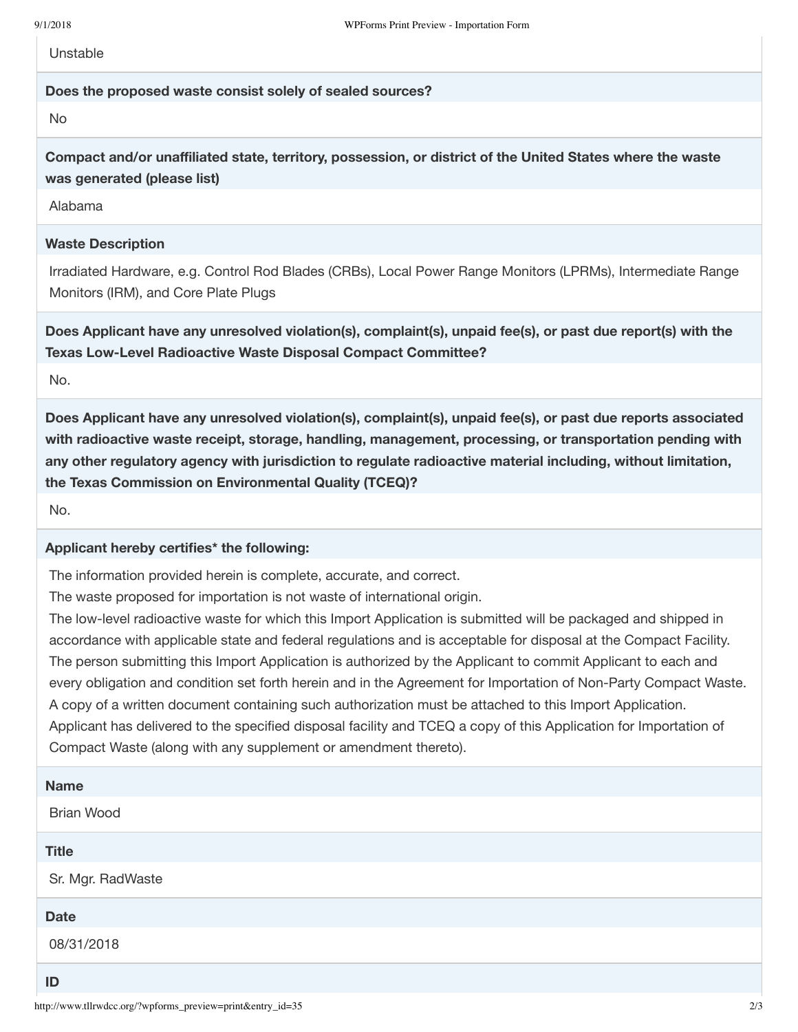Unstable

**Does the proposed waste consist solely of sealed sources?**

No

**Compact and/or unaffiliated state, territory, possession, or district of the United States where the waste was generated (please list)**

Alabama

**Waste Description**

Irradiated Hardware, e.g. Control Rod Blades (CRBs), Local Power Range Monitors (LPRMs), Intermediate Range Monitors (IRM), and Core Plate Plugs

**Does Applicant have any unresolved violation(s), complaint(s), unpaid fee(s), or past due report(s) with the Texas Low-Level Radioactive Waste Disposal Compact Committee?**

No.

**Does Applicant have any unresolved violation(s), complaint(s), unpaid fee(s), or past due reports associated with radioactive waste receipt, storage, handling, management, processing, or transportation pending with any other regulatory agency with jurisdiction to regulate radioactive material including, without limitation, the Texas Commission on Environmental Quality (TCEQ)?**

No.

**Applicant hereby certifies* the following:**

The information provided herein is complete, accurate, and correct.
The waste proposed for importation is not waste of international origin.
The low-level radioactive waste for which this Import Application is submitted will be packaged and shipped in accordance with applicable state and federal regulations and is acceptable for disposal at the Compact Facility.
The person submitting this Import Application is authorized by the Applicant to commit Applicant to each and every obligation and condition set forth herein and in the Agreement for Importation of Non-Party Compact Waste. A copy of a written document containing such authorization must be attached to this Import Application.
Applicant has delivered to the specified disposal facility and TCEQ a copy of this Application for Importation of Compact Waste (along with any supplement or amendment thereto).

**Name**

Brian Wood

**Title**

Sr. Mgr. RadWaste

**Date**

08/31/2018

**ID**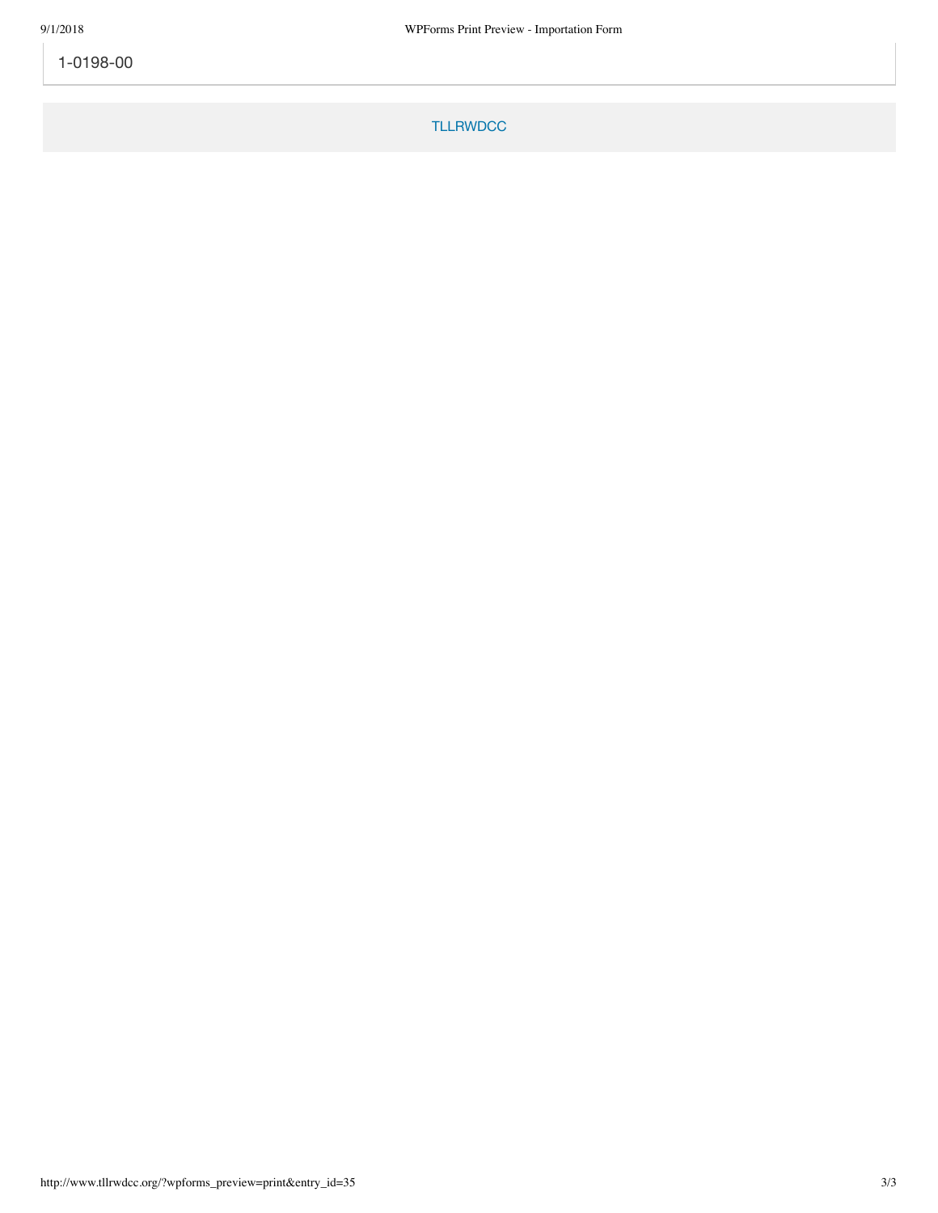1-0198-00

TLLRWDCC